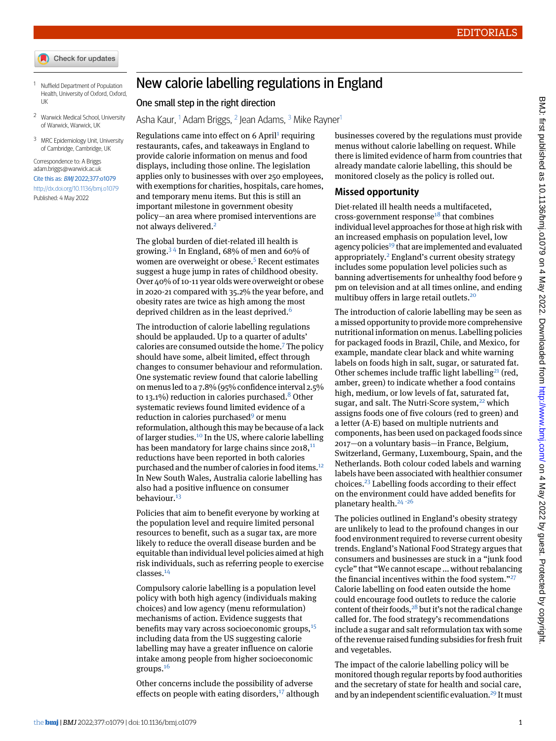EDITORIALS

# New calorie labelling regulations in England

## One small step in the right direction

Asha Kaur,[1] Adam Briggs,[2] Jean Adams,[3] Mike Rayner[1]

1 Nuffield Department of Population Health, University of Oxford, Oxford, UK

2 Warwick Medical School, University of Warwick, Warwick, UK

3 MRC Epidemiology Unit, University of Cambridge, Cambridge, UK

Correspondence to: A Briggs adam.briggs@warwick.ac.uk

Cite this as: *BMJ* 2022;377:o1079

http://dx.doi.org/10.1136/bmj.o1079

Published: 4 May 2022

Regulations came into effect on 6 April[1] requiring restaurants, cafes, and takeaways in England to provide calorie information on menus and food displays, including those online. The legislation applies only to businesses with over 250 employees, with exemptions for charities, hospitals, care homes, and temporary menu items. But this is still an important milestone in government obesity policy—an area where promised interventions are not always delivered.[2]

The global burden of diet-related ill health is growing.[3,4] In England, 68% of men and 60% of women are overweight or obese.[5] Recent estimates suggest a huge jump in rates of childhood obesity. Over 40% of 10-11 year olds were overweight or obese in 2020-21 compared with 35.2% the year before, and obesity rates are twice as high among the most deprived children as in the least deprived.[6]

The introduction of calorie labelling regulations should be applauded. Up to a quarter of adults' calories are consumed outside the home.[7] The policy should have some, albeit limited, effect through changes to consumer behaviour and reformulation. One systematic review found that calorie labelling on menus led to a 7.8% (95% confidence interval 2.5% to 13.1%) reduction in calories purchased.[8] Other systematic reviews found limited evidence of a reduction in calories purchased[9] or menu reformulation, although this may be because of a lack of larger studies.[10] In the US, where calorie labelling has been mandatory for large chains since 2018,[11] reductions have been reported in both calories purchased and the number of calories in food items.[12] In New South Wales, Australia calorie labelling has also had a positive influence on consumer behaviour.[13]

Policies that aim to benefit everyone by working at the population level and require limited personal resources to benefit, such as a sugar tax, are more likely to reduce the overall disease burden and be equitable than individual level policies aimed at high risk individuals, such as referring people to exercise classes.[14]

Compulsory calorie labelling is a population level policy with both high agency (individuals making choices) and low agency (menu reformulation) mechanisms of action. Evidence suggests that benefits may vary across socioeconomic groups,[15] including data from the US suggesting calorie labelling may have a greater influence on calorie intake among people from higher socioeconomic groups.[16]

Other concerns include the possibility of adverse effects on people with eating disorders,[17] although businesses covered by the regulations must provide menus without calorie labelling on request. While there is limited evidence of harm from countries that already mandate calorie labelling, this should be monitored closely as the policy is rolled out.

### Missed opportunity

Diet-related ill health needs a multifaceted, cross-government response[18] that combines individual level approaches for those at high risk with an increased emphasis on population level, low agency policies[19] that are implemented and evaluated appropriately.[2] England's current obesity strategy includes some population level policies such as banning advertisements for unhealthy food before 9 pm on television and at all times online, and ending multibuy offers in large retail outlets.[20]

The introduction of calorie labelling may be seen as a missed opportunity to provide more comprehensive nutritional information on menus. Labelling policies for packaged foods in Brazil, Chile, and Mexico, for example, mandate clear black and white warning labels on foods high in salt, sugar, or saturated fat. Other schemes include traffic light labelling[21] (red, amber, green) to indicate whether a food contains high, medium, or low levels of fat, saturated fat, sugar, and salt. The Nutri-Score system,[22] which assigns foods one of five colours (red to green) and a letter (A-E) based on multiple nutrients and components, has been used on packaged foods since 2017—on a voluntary basis—in France, Belgium, Switzerland, Germany, Luxembourg, Spain, and the Netherlands. Both colour coded labels and warning labels have been associated with healthier consumer choices.[23] Labelling foods according to their effect on the environment could have added benefits for planetary health.[24-26]

The policies outlined in England's obesity strategy are unlikely to lead to the profound changes in our food environment required to reverse current obesity trends. England's National Food Strategy argues that consumers and businesses are stuck in a "junk food cycle" that "We cannot escape ... without rebalancing the financial incentives within the food system."[27] Calorie labelling on food eaten outside the home could encourage food outlets to reduce the calorie content of their foods,[28] but it's not the radical change called for. The food strategy's recommendations include a sugar and salt reformulation tax with some of the revenue raised funding subsidies for fresh fruit and vegetables.

The impact of the calorie labelling policy will be monitored though regular reports by food authorities and the secretary of state for health and social care, and by an independent scientific evaluation.[29] It must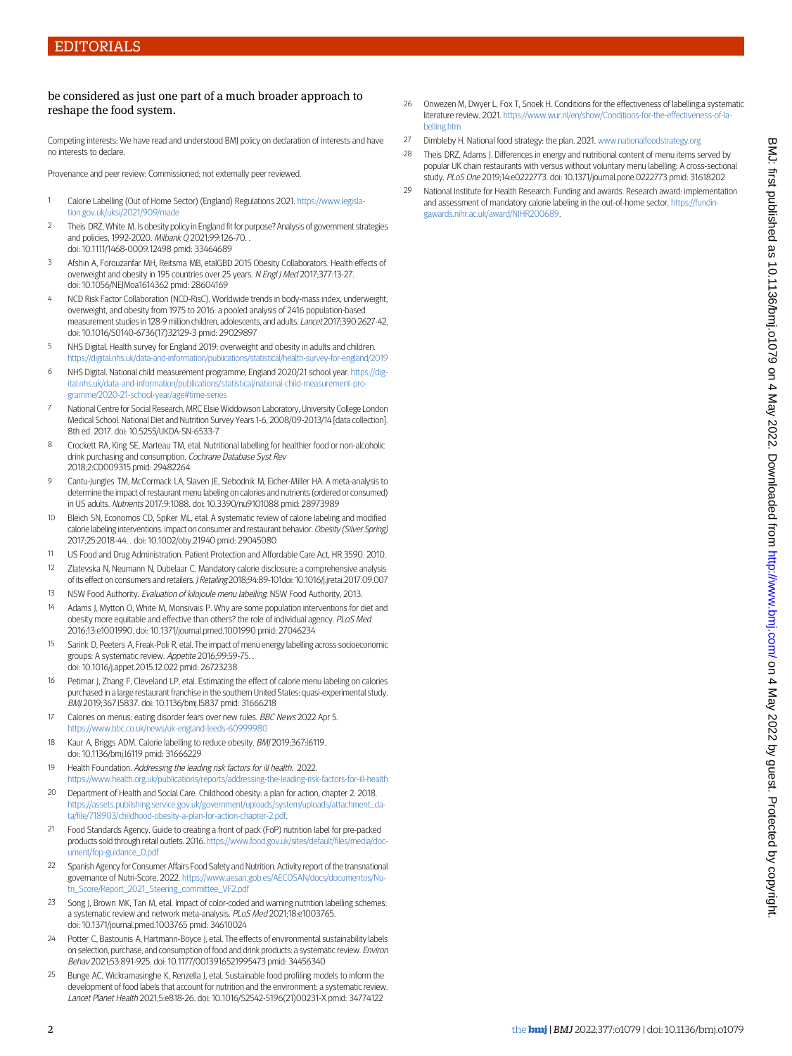be considered as just one part of a much broader approach to reshape the food system.

Competing interests: We have read and understood BMJ policy on declaration of interests and have no interests to declare.

Provenance and peer review: Commissioned; not externally peer reviewed.

1. Calorie Labelling (Out of Home Sector) (England) Regulations 2021. https://www.legislation.gov.uk/uksi/2021/909/made
2. Theis DRZ, White M. Is obesity policy in England fit for purpose? Analysis of government strategies and policies, 1992-2020. *Milbank Q* 2021;99:126-70. . doi: 10.1111/1468-0009.12498 pmid: 33464689
3. Afshin A, Forouzanfar MH, Reitsma MB, etalGBD 2015 Obesity Collaborators. Health effects of overweight and obesity in 195 countries over 25 years. *N Engl J Med* 2017;377:13-27. doi: 10.1056/NEJMoa1614362 pmid: 28604169
4. NCD Risk Factor Collaboration (NCD-RisC). Worldwide trends in body-mass index, underweight, overweight, and obesity from 1975 to 2016: a pooled analysis of 2416 population-based measurement studies in 128·9 million children, adolescents, and adults. *Lancet* 2017;390:2627-42. doi: 10.1016/S0140-6736(17)32129-3 pmid: 29029897
5. NHS Digital. Health survey for England 2019: overweight and obesity in adults and children. https://digital.nhs.uk/data-and-information/publications/statistical/health-survey-for-england/2019
6. NHS Digital. National child measurement programme, England 2020/21 school year. https://digital.nhs.uk/data-and-information/publications/statistical/national-child-measurement-programme/2020-21-school-year/age#time-series
7. National Centre for Social Research, MRC Elsie Widdowson Laboratory, University College London Medical School. National Diet and Nutrition Survey Years 1-6, 2008/09-2013/14 [data collection]. 8th ed. 2017. doi: 10.5255/UKDA-SN-6533-7
8. Crockett RA, King SE, Marteau TM, etal. Nutritional labelling for healthier food or non-alcoholic drink purchasing and consumption. *Cochrane Database Syst Rev* 2018;2:CD009315.pmid: 29482264
9. Cantu-Jungles TM, McCormack LA, Slaven JE, Slebodnik M, Eicher-Miller HA. A meta-analysis to determine the impact of restaurant menu labeling on calories and nutrients (ordered or consumed) in US adults. *Nutrients* 2017;9:1088. doi: 10.3390/nu9101088 pmid: 28973989
10. Bleich SN, Economos CD, Spiker ML, etal. A systematic review of calorie labeling and modified calorie labeling interventions: impact on consumer and restaurant behavior. *Obesity (Silver Spring)* 2017;25:2018-44. . doi: 10.1002/oby.21940 pmid: 29045080
11. US Food and Drug Administration. Patient Protection and Affordable Care Act, HR 3590. 2010.
12. Zlatevska N, Neumann N, Dubelaar C. Mandatory calorie disclosure: a comprehensive analysis of its effect on consumers and retailers. *J Retailing* 2018;94:89-101doi: 10.1016/j.jretai.2017.09.007
13. NSW Food Authority. *Evaluation of kilojoule menu labelling.* NSW Food Authority, 2013.
14. Adams J, Mytton O, White M, Monsivais P. Why are some population interventions for diet and obesity more equitable and effective than others? the role of individual agency. *PLoS Med* 2016;13:e1001990. doi: 10.1371/journal.pmed.1001990 pmid: 27046234
15. Sarink D, Peeters A, Freak-Poli R, etal. The impact of menu energy labelling across socioeconomic groups: A systematic review. *Appetite* 2016;99:59-75. . doi: 10.1016/j.appet.2015.12.022 pmid: 26723238
16. Petimar J, Zhang F, Cleveland LP, etal. Estimating the effect of calorie menu labeling on calories purchased in a large restaurant franchise in the southern United States: quasi-experimental study. *BMJ* 2019;367:l5837. doi: 10.1136/bmj.l5837 pmid: 31666218
17. Calories on menus: eating disorder fears over new rules. *BBC News* 2022 Apr 5. https://www.bbc.co.uk/news/uk-england-leeds-60999980
18. Kaur A, Briggs ADM. Calorie labelling to reduce obesity. *BMJ* 2019;367:l6119. doi: 10.1136/bmj.l6119 pmid: 31666229
19. Health Foundation. *Addressing the leading risk factors for ill health.* 2022. https://www.health.org.uk/publications/reports/addressing-the-leading-risk-factors-for-ill-health
20. Department of Health and Social Care. Childhood obesity: a plan for action, chapter 2. 2018. https://assets.publishing.service.gov.uk/government/uploads/system/uploads/attachment_data/file/718903/childhood-obesity-a-plan-for-action-chapter-2.pdf.
21. Food Standards Agency. Guide to creating a front of pack (FoP) nutrition label for pre-packed products sold through retail outlets. 2016. https://www.food.gov.uk/sites/default/files/media/document/fop-guidance_0.pdf
22. Spanish Agency for Consumer Affairs Food Safety and Nutrition. Activity report of the transnational governance of Nutri-Score. 2022. https://www.aesan.gob.es/AECOSAN/docs/documentos/Nutri_Score/Report_2021_Steering_committee_VF2.pdf
23. Song J, Brown MK, Tan M, etal. Impact of color-coded and warning nutrition labelling schemes: a systematic review and network meta-analysis. *PLoS Med* 2021;18:e1003765. doi: 10.1371/journal.pmed.1003765 pmid: 34610024
24. Potter C, Bastounis A, Hartmann-Boyce J, etal. The effects of environmental sustainability labels on selection, purchase, and consumption of food and drink products: a systematic review. *Environ Behav* 2021;53:891-925. doi: 10.1177/0013916521995473 pmid: 34456340
25. Bunge AC, Wickramasinghe K, Renzella J, etal. Sustainable food profiling models to inform the development of food labels that account for nutrition and the environment: a systematic review. *Lancet Planet Health* 2021;5:e818-26. doi: 10.1016/S2542-5196(21)00231-X pmid: 34774122
26. Onwezen M, Dwyer L, Fox T, Snoek H. Conditions for the effectiveness of labelling:a systematic literature review. 2021. https://www.wur.nl/en/show/Conditions-for-the-effectiveness-of-labelling.htm
27. Dimbleby H. National food strategy: the plan. 2021. www.nationalfoodstrategy.org
28. Theis DRZ, Adams J. Differences in energy and nutritional content of menu items served by popular UK chain restaurants with versus without voluntary menu labelling: A cross-sectional study. *PLoS One* 2019;14:e0222773. doi: 10.1371/journal.pone.0222773 pmid: 31618202
29. National Institute for Health Research. Funding and awards. Research award: implementation and assessment of mandatory calorie labeling in the out-of-home sector. https://fundingawards.nihr.ac.uk/award/NIHR200689.